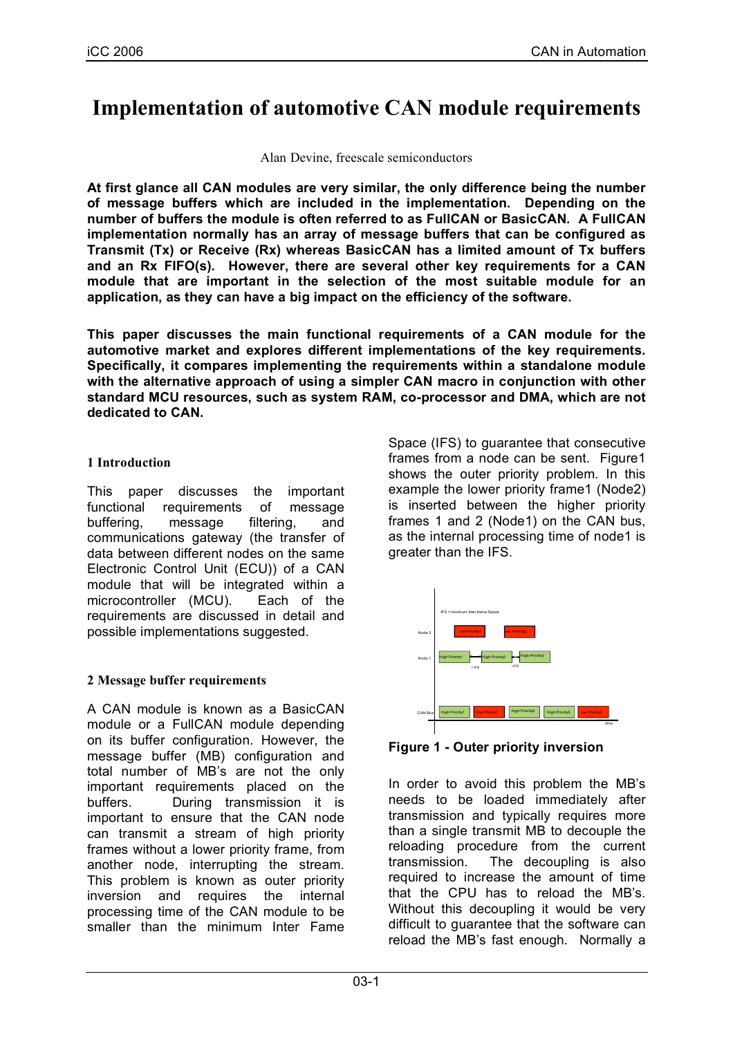# Implementation of automotive CAN module requirements

Alan Devine, freescale semiconductors

**At first glance all CAN modules are very similar, the only difference being the number of message buffers which are included in the implementation. Depending on the number of buffers the module is often referred to as FullCAN or BasicCAN. A FullCAN implementation normally has an array of message buffers that can be configured as Transmit (Tx) or Receive (Rx) whereas BasicCAN has a limited amount of Tx buffers and an Rx FIFO(s). However, there are several other key requirements for a CAN module that are important in the selection of the most suitable module for an application, as they can have a big impact on the efficiency of the software.**

**This paper discusses the main functional requirements of a CAN module for the automotive market and explores different implementations of the key requirements. Specifically, it compares implementing the requirements within a standalone module with the alternative approach of using a simpler CAN macro in conjunction with other standard MCU resources, such as system RAM, co-processor and DMA, which are not dedicated to CAN.**

## 1 Introduction

This paper discusses the important functional requirements of message buffering, message filtering, and communications gateway (the transfer of data between different nodes on the same Electronic Control Unit (ECU)) of a CAN module that will be integrated within a microcontroller (MCU). Each of the requirements are discussed in detail and possible implementations suggested.

## 2 Message buffer requirements

A CAN module is known as a BasicCAN module or a FullCAN module depending on its buffer configuration. However, the message buffer (MB) configuration and total number of MB's are not the only important requirements placed on the buffers. During transmission it is important to ensure that the CAN node can transmit a stream of high priority frames without a lower priority frame, from another node, interrupting the stream. This problem is known as outer priority inversion and requires the internal processing time of the CAN module to be smaller than the minimum Inter Fame Space (IFS) to guarantee that consecutive frames from a node can be sent. Figure1 shows the outer priority problem. In this example the lower priority frame1 (Node2) is inserted between the higher priority frames 1 and 2 (Node1) on the CAN bus, as the internal processing time of node1 is greater than the IFS.

**Figure 1 - Outer priority inversion**

In order to avoid this problem the MB's needs to be loaded immediately after transmission and typically requires more than a single transmit MB to decouple the reloading procedure from the current transmission. The decoupling is also required to increase the amount of time that the CPU has to reload the MB's. Without this decoupling it would be very difficult to guarantee that the software can reload the MB's fast enough. Normally a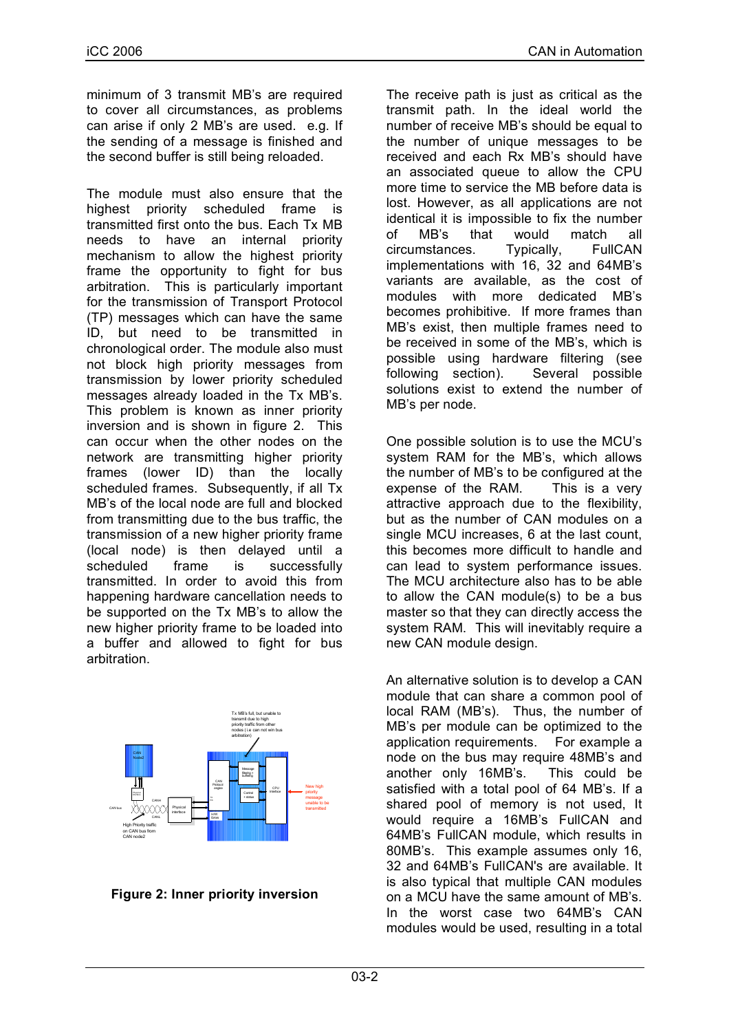minimum of 3 transmit MB's are required to cover all circumstances, as problems can arise if only 2 MB's are used. e.g. If the sending of a message is finished and the second buffer is still being reloaded.

The module must also ensure that the highest priority scheduled frame is transmitted first onto the bus. Each Tx MB needs to have an internal priority mechanism to allow the highest priority frame the opportunity to fight for bus arbitration. This is particularly important for the transmission of Transport Protocol (TP) messages which can have the same ID, but need to be transmitted in chronological order. The module also must not block high priority messages from transmission by lower priority scheduled messages already loaded in the Tx MB's. This problem is known as inner priority inversion and is shown in figure 2. This can occur when the other nodes on the network are transmitting higher priority frames (lower ID) than the locally scheduled frames. Subsequently, if all Tx MB's of the local node are full and blocked from transmitting due to the bus traffic, the transmission of a new higher priority frame (local node) is then delayed until a scheduled frame is successfully transmitted. In order to avoid this from happening hardware cancellation needs to be supported on the Tx MB's to allow the new higher priority frame to be loaded into a buffer and allowed to fight for bus arbitration.

**Figure 2: Inner priority inversion**

The receive path is just as critical as the transmit path. In the ideal world the number of receive MB's should be equal to the number of unique messages to be received and each Rx MB's should have an associated queue to allow the CPU more time to service the MB before data is lost. However, as all applications are not identical it is impossible to fix the number of MB's that would match all circumstances. Typically, FullCAN implementations with 16, 32 and 64MB's variants are available, as the cost of modules with more dedicated MB's becomes prohibitive. If more frames than MB's exist, then multiple frames need to be received in some of the MB's, which is possible using hardware filtering (see following section). Several possible solutions exist to extend the number of MB's per node.

One possible solution is to use the MCU's system RAM for the MB's, which allows the number of MB's to be configured at the expense of the RAM. This is a very attractive approach due to the flexibility, but as the number of CAN modules on a single MCU increases, 6 at the last count, this becomes more difficult to handle and can lead to system performance issues. The MCU architecture also has to be able to allow the CAN module(s) to be a bus master so that they can directly access the system RAM. This will inevitably require a new CAN module design.

An alternative solution is to develop a CAN module that can share a common pool of local RAM (MB's). Thus, the number of MB's per module can be optimized to the application requirements. For example a node on the bus may require 48MB's and another only 16MB's. This could be satisfied with a total pool of 64 MB's. If a shared pool of memory is not used, It would require a 16MB's FullCAN and 64MB's FullCAN module, which results in 80MB's. This example assumes only 16, 32 and 64MB's FullCAN's are available. It is also typical that multiple CAN modules on a MCU have the same amount of MB's. In the worst case two 64MB's CAN modules would be used, resulting in a total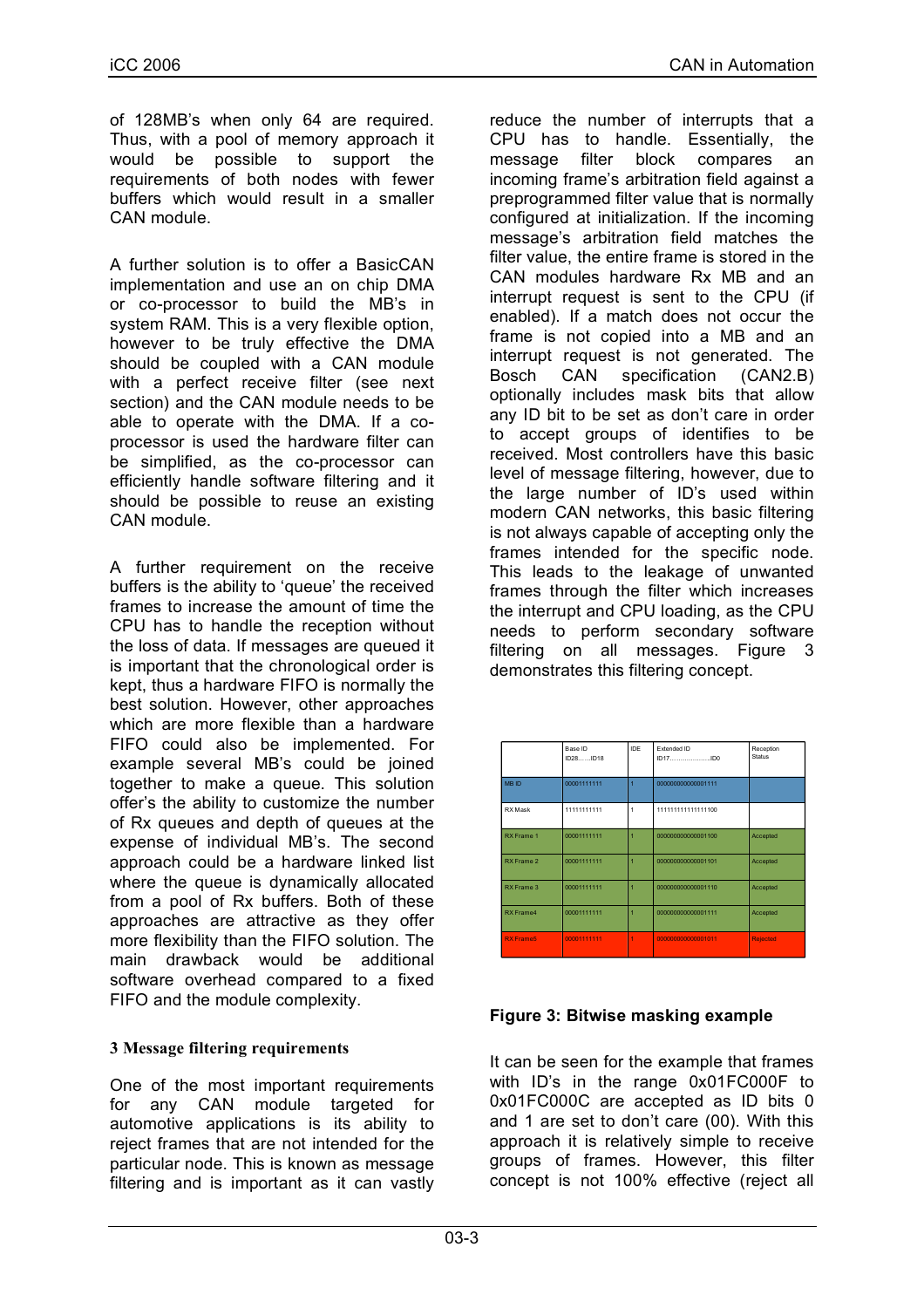of 128MB's when only 64 are required. Thus, with a pool of memory approach it would be possible to support the requirements of both nodes with fewer buffers which would result in a smaller CAN module.

A further solution is to offer a BasicCAN implementation and use an on chip DMA or co-processor to build the MB's in system RAM. This is a very flexible option, however to be truly effective the DMA should be coupled with a CAN module with a perfect receive filter (see next section) and the CAN module needs to be able to operate with the DMA. If a co-processor is used the hardware filter can be simplified, as the co-processor can efficiently handle software filtering and it should be possible to reuse an existing CAN module.

A further requirement on the receive buffers is the ability to 'queue' the received frames to increase the amount of time the CPU has to handle the reception without the loss of data. If messages are queued it is important that the chronological order is kept, thus a hardware FIFO is normally the best solution. However, other approaches which are more flexible than a hardware FIFO could also be implemented. For example several MB's could be joined together to make a queue. This solution offer's the ability to customize the number of Rx queues and depth of queues at the expense of individual MB's. The second approach could be a hardware linked list where the queue is dynamically allocated from a pool of Rx buffers. Both of these approaches are attractive as they offer more flexibility than the FIFO solution. The main drawback would be additional software overhead compared to a fixed FIFO and the module complexity.

## 3 Message filtering requirements

One of the most important requirements for any CAN module targeted for automotive applications is its ability to reject frames that are not intended for the particular node. This is known as message filtering and is important as it can vastly reduce the number of interrupts that a CPU has to handle. Essentially, the message filter block compares an incoming frame's arbitration field against a preprogrammed filter value that is normally configured at initialization. If the incoming message's arbitration field matches the filter value, the entire frame is stored in the CAN modules hardware Rx MB and an interrupt request is sent to the CPU (if enabled). If a match does not occur the frame is not copied into a MB and an interrupt request is not generated. The Bosch CAN specification (CAN2.B) optionally includes mask bits that allow any ID bit to be set as don't care in order to accept groups of identifies to be received. Most controllers have this basic level of message filtering, however, due to the large number of ID's used within modern CAN networks, this basic filtering is not always capable of accepting only the frames intended for the specific node. This leads to the leakage of unwanted frames through the filter which increases the interrupt and CPU loading, as the CPU needs to perform secondary software filtering on all messages. Figure 3 demonstrates this filtering concept.

| | Base ID ID28......ID18 | IDE | Extended ID ID17......................ID0 | Reception Status |
|---|---|---|---|---|
| MB ID | 00001111111 | 1 | 000000000000001111 | |
| RX Mask | 11111111111 | 1 | 111111111111111100 | |
| RX Frame 1 | 00001111111 | 1 | 000000000000001100 | Accepted |
| RX Frame 2 | 00001111111 | 1 | 000000000000001101 | Accepted |
| RX Frame 3 | 00001111111 | 1 | 000000000000001110 | Accepted |
| RX Frame4 | 00001111111 | 1 | 000000000000001111 | Accepted |
| RX Frame5 | 00001111111 | 1 | 000000000000001011 | Rejected |

**Figure 3: Bitwise masking example**

It can be seen for the example that frames with ID's in the range 0x01FC000F to 0x01FC000C are accepted as ID bits 0 and 1 are set to don't care (00). With this approach it is relatively simple to receive groups of frames. However, this filter concept is not 100% effective (reject all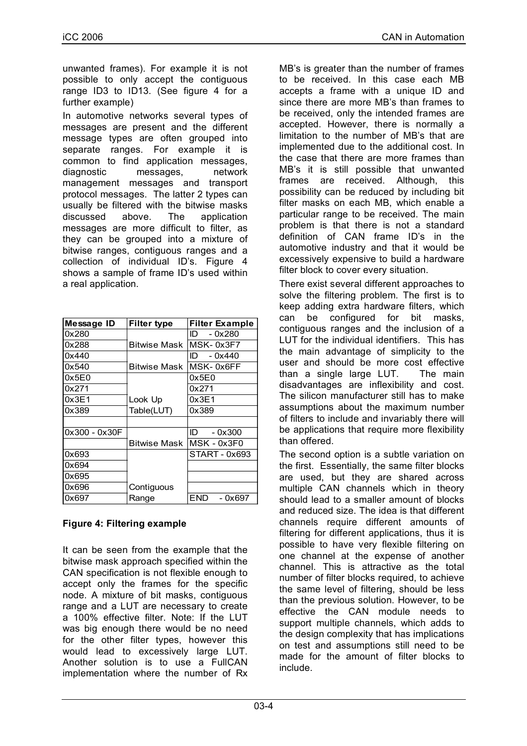unwanted frames). For example it is not possible to only accept the contiguous range ID3 to ID13. (See figure 4 for a further example)

In automotive networks several types of messages are present and the different message types are often grouped into separate ranges. For example it is common to find application messages, diagnostic messages, network management messages and transport protocol messages. The latter 2 types can usually be filtered with the bitwise masks discussed above. The application messages are more difficult to filter, as they can be grouped into a mixture of bitwise ranges, contiguous ranges and a collection of individual ID's. Figure 4 shows a sample of frame ID's used within a real application.

| Message ID | Filter type | Filter Example |
|---|---|---|
| 0x280 | | ID - 0x280 |
| 0x288 | Bitwise Mask | MSK- 0x3F7 |
| 0x440 | | ID - 0x440 |
| 0x540 | Bitwise Mask | MSK- 0x6FF |
| 0x5E0 | | 0x5E0 |
| 0x271 | | 0x271 |
| 0x3E1 | Look Up | 0x3E1 |
| 0x389 | Table(LUT) | 0x389 |
| | | |
| 0x300 - 0x30F | | ID - 0x300 |
| | Bitwise Mask | MSK - 0x3F0 |
| 0x693 | | START - 0x693 |
| 0x694 | | |
| 0x695 | | |
| 0x696 | Contiguous | |
| 0x697 | Range | END - 0x697 |

**Figure 4: Filtering example**

It can be seen from the example that the bitwise mask approach specified within the CAN specification is not flexible enough to accept only the frames for the specific node. A mixture of bit masks, contiguous range and a LUT are necessary to create a 100% effective filter. Note: If the LUT was big enough there would be no need for the other filter types, however this would lead to excessively large LUT. Another solution is to use a FullCAN implementation where the number of Rx MB's is greater than the number of frames to be received. In this case each MB accepts a frame with a unique ID and since there are more MB's than frames to be received, only the intended frames are accepted. However, there is normally a limitation to the number of MB's that are implemented due to the additional cost. In the case that there are more frames than MB's it is still possible that unwanted frames are received. Although, this possibility can be reduced by including bit filter masks on each MB, which enable a particular range to be received. The main problem is that there is not a standard definition of CAN frame ID's in the automotive industry and that it would be excessively expensive to build a hardware filter block to cover every situation.

There exist several different approaches to solve the filtering problem. The first is to keep adding extra hardware filters, which can be configured for bit masks, contiguous ranges and the inclusion of a LUT for the individual identifiers. This has the main advantage of simplicity to the user and should be more cost effective than a single large LUT. The main disadvantages are inflexibility and cost. The silicon manufacturer still has to make assumptions about the maximum number of filters to include and invariably there will be applications that require more flexibility than offered.

The second option is a subtle variation on the first. Essentially, the same filter blocks are used, but they are shared across multiple CAN channels which in theory should lead to a smaller amount of blocks and reduced size. The idea is that different channels require different amounts of filtering for different applications, thus it is possible to have very flexible filtering on one channel at the expense of another channel. This is attractive as the total number of filter blocks required, to achieve the same level of filtering, should be less than the previous solution. However, to be effective the CAN module needs to support multiple channels, which adds to the design complexity that has implications on test and assumptions still need to be made for the amount of filter blocks to include.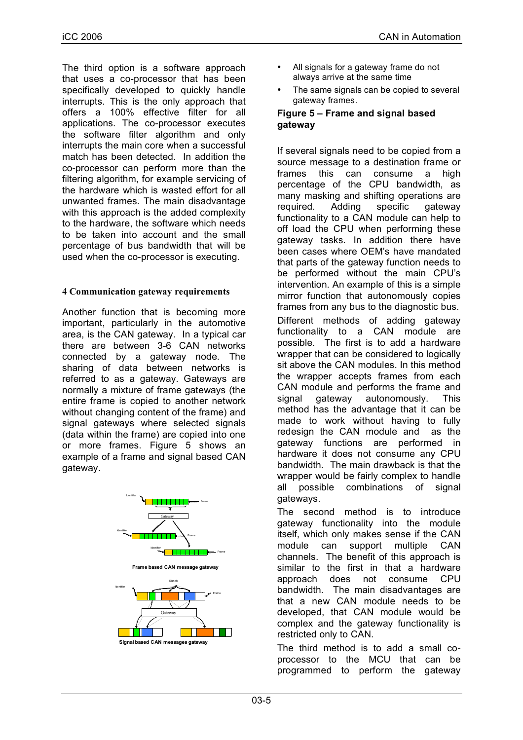The third option is a software approach that uses a co-processor that has been specifically developed to quickly handle interrupts. This is the only approach that offers a 100% effective filter for all applications. The co-processor executes the software filter algorithm and only interrupts the main core when a successful match has been detected. In addition the co-processor can perform more than the filtering algorithm, for example servicing of the hardware which is wasted effort for all unwanted frames. The main disadvantage with this approach is the added complexity to the hardware, the software which needs to be taken into account and the small percentage of bus bandwidth that will be used when the co-processor is executing.

## 4 Communication gateway requirements

Another function that is becoming more important, particularly in the automotive area, is the CAN gateway. In a typical car there are between 3-6 CAN networks connected by a gateway node. The sharing of data between networks is referred to as a gateway. Gateways are normally a mixture of frame gateways (the entire frame is copied to another network without changing content of the frame) and signal gateways where selected signals (data within the frame) are copied into one or more frames. Figure 5 shows an example of a frame and signal based CAN gateway.

Frame based CAN message gateway

Signal based CAN messages gateway

- All signals for a gateway frame do not always arrive at the same time
- The same signals can be copied to several gateway frames.

**Figure 5 – Frame and signal based gateway**

If several signals need to be copied from a source message to a destination frame or frames this can consume a high percentage of the CPU bandwidth, as many masking and shifting operations are required. Adding specific gateway functionality to a CAN module can help to off load the CPU when performing these gateway tasks. In addition there have been cases where OEM's have mandated that parts of the gateway function needs to be performed without the main CPU's intervention. An example of this is a simple mirror function that autonomously copies frames from any bus to the diagnostic bus.

Different methods of adding gateway functionality to a CAN module are possible. The first is to add a hardware wrapper that can be considered to logically sit above the CAN modules. In this method the wrapper accepts frames from each CAN module and performs the frame and signal gateway autonomously. This method has the advantage that it can be made to work without having to fully redesign the CAN module and as the gateway functions are performed in hardware it does not consume any CPU bandwidth. The main drawback is that the wrapper would be fairly complex to handle all possible combinations of signal gateways.

The second method is to introduce gateway functionality into the module itself, which only makes sense if the CAN module can support multiple CAN channels. The benefit of this approach is similar to the first in that a hardware approach does not consume CPU bandwidth. The main disadvantages are that a new CAN module needs to be developed, that CAN module would be complex and the gateway functionality is restricted only to CAN.

The third method is to add a small co-processor to the MCU that can be programmed to perform the gateway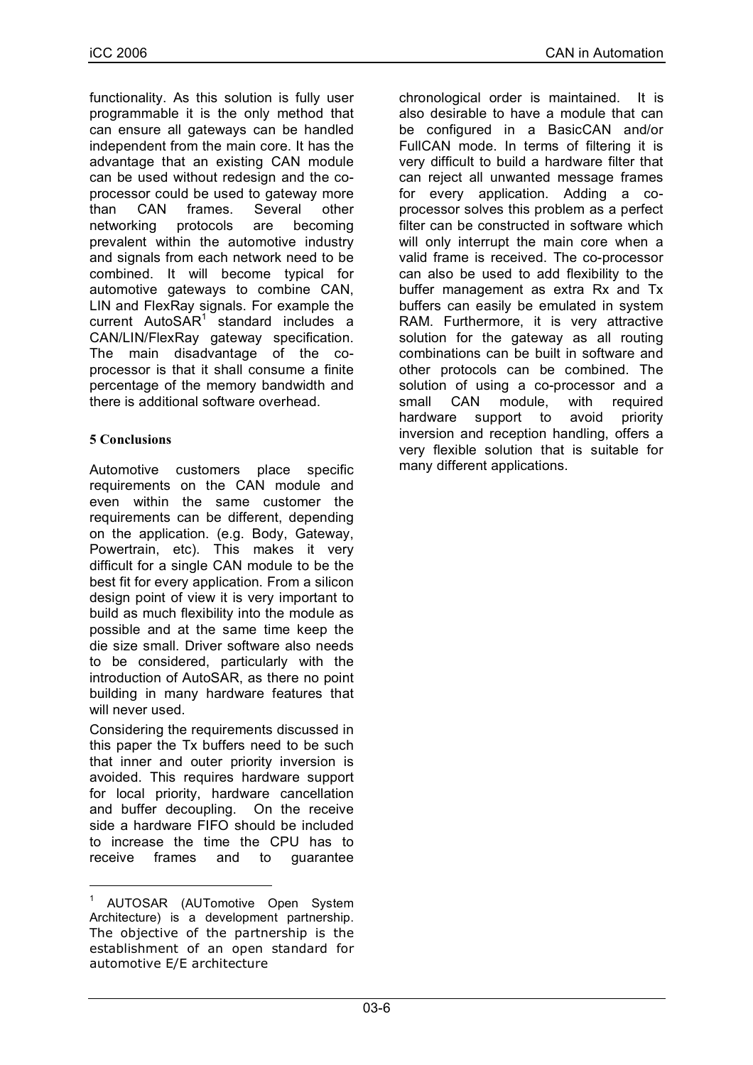functionality. As this solution is fully user programmable it is the only method that can ensure all gateways can be handled independent from the main core. It has the advantage that an existing CAN module can be used without redesign and the co-processor could be used to gateway more than CAN frames. Several other networking protocols are becoming prevalent within the automotive industry and signals from each network need to be combined. It will become typical for automotive gateways to combine CAN, LIN and FlexRay signals. For example the current AutoSAR[1] standard includes a CAN/LIN/FlexRay gateway specification. The main disadvantage of the co-processor is that it shall consume a finite percentage of the memory bandwidth and there is additional software overhead.

## 5 Conclusions

Automotive customers place specific requirements on the CAN module and even within the same customer the requirements can be different, depending on the application. (e.g. Body, Gateway, Powertrain, etc). This makes it very difficult for a single CAN module to be the best fit for every application. From a silicon design point of view it is very important to build as much flexibility into the module as possible and at the same time keep the die size small. Driver software also needs to be considered, particularly with the introduction of AutoSAR, as there no point building in many hardware features that will never used.

Considering the requirements discussed in this paper the Tx buffers need to be such that inner and outer priority inversion is avoided. This requires hardware support for local priority, hardware cancellation and buffer decoupling. On the receive side a hardware FIFO should be included to increase the time the CPU has to receive frames and to guarantee chronological order is maintained. It is also desirable to have a module that can be configured in a BasicCAN and/or FullCAN mode. In terms of filtering it is very difficult to build a hardware filter that can reject all unwanted message frames for every application. Adding a co-processor solves this problem as a perfect filter can be constructed in software which will only interrupt the main core when a valid frame is received. The co-processor can also be used to add flexibility to the buffer management as extra Rx and Tx buffers can easily be emulated in system RAM. Furthermore, it is very attractive solution for the gateway as all routing combinations can be built in software and other protocols can be combined. The solution of using a co-processor and a small CAN module, with required hardware support to avoid priority inversion and reception handling, offers a very flexible solution that is suitable for many different applications.

---

[1] AUTOSAR (AUTomotive Open System Architecture) is a development partnership. The objective of the partnership is the establishment of an open standard for automotive E/E architecture